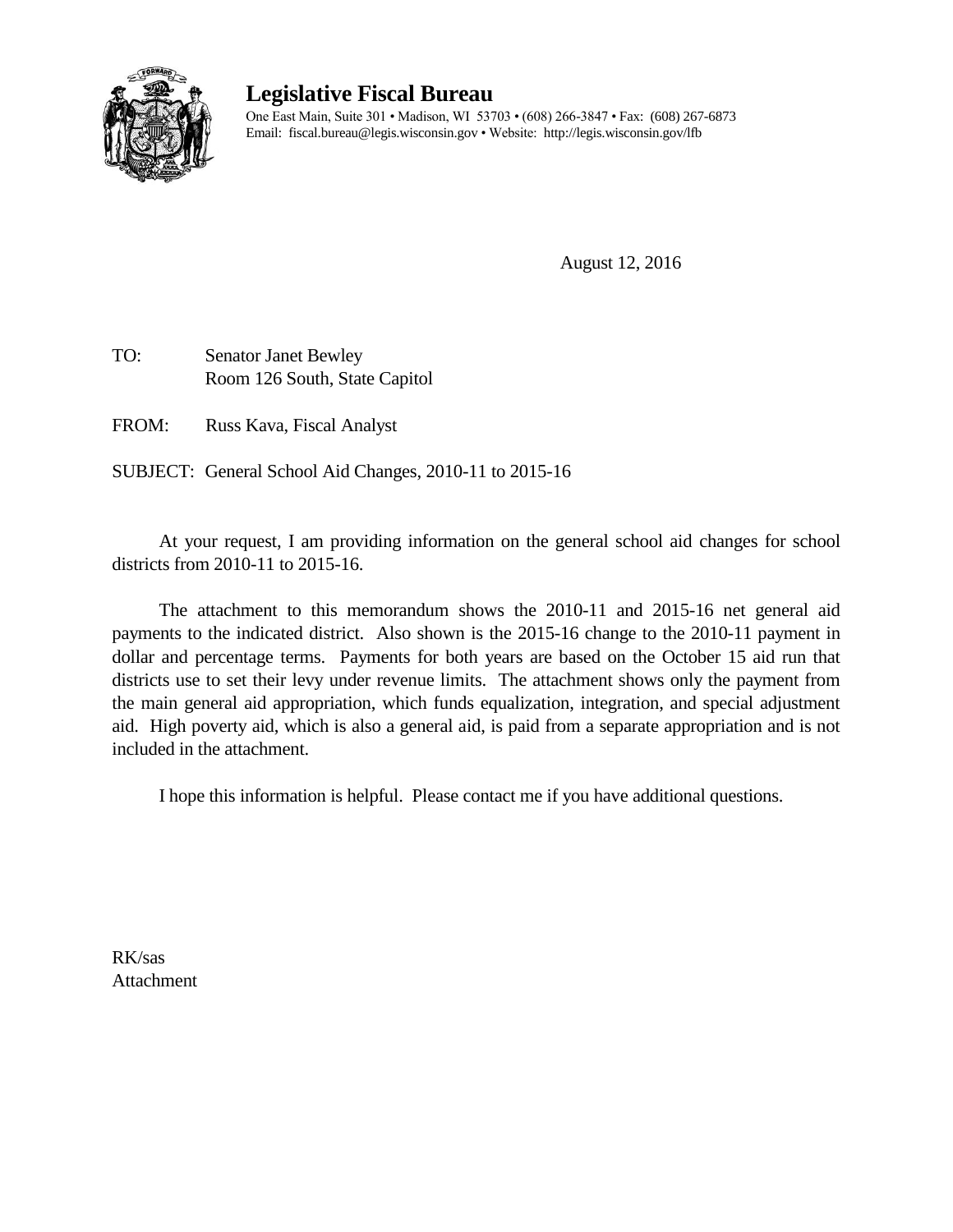# Legislative Fiscal Bureau

One East Main, Suite 301 • Madison, WI 53703 • (608) 266-3847 • Fax: (608) 267-6873
Email: fiscal.bureau@legis.wisconsin.gov • Website: http://legis.wisconsin.gov/lfb

August 12, 2016

TO: Senator Janet Bewley
Room 126 South, State Capitol

FROM: Russ Kava, Fiscal Analyst

SUBJECT: General School Aid Changes, 2010-11 to 2015-16

At your request, I am providing information on the general school aid changes for school districts from 2010-11 to 2015-16.

The attachment to this memorandum shows the 2010-11 and 2015-16 net general aid payments to the indicated district. Also shown is the 2015-16 change to the 2010-11 payment in dollar and percentage terms. Payments for both years are based on the October 15 aid run that districts use to set their levy under revenue limits. The attachment shows only the payment from the main general aid appropriation, which funds equalization, integration, and special adjustment aid. High poverty aid, which is also a general aid, is paid from a separate appropriation and is not included in the attachment.

I hope this information is helpful. Please contact me if you have additional questions.

RK/sas
Attachment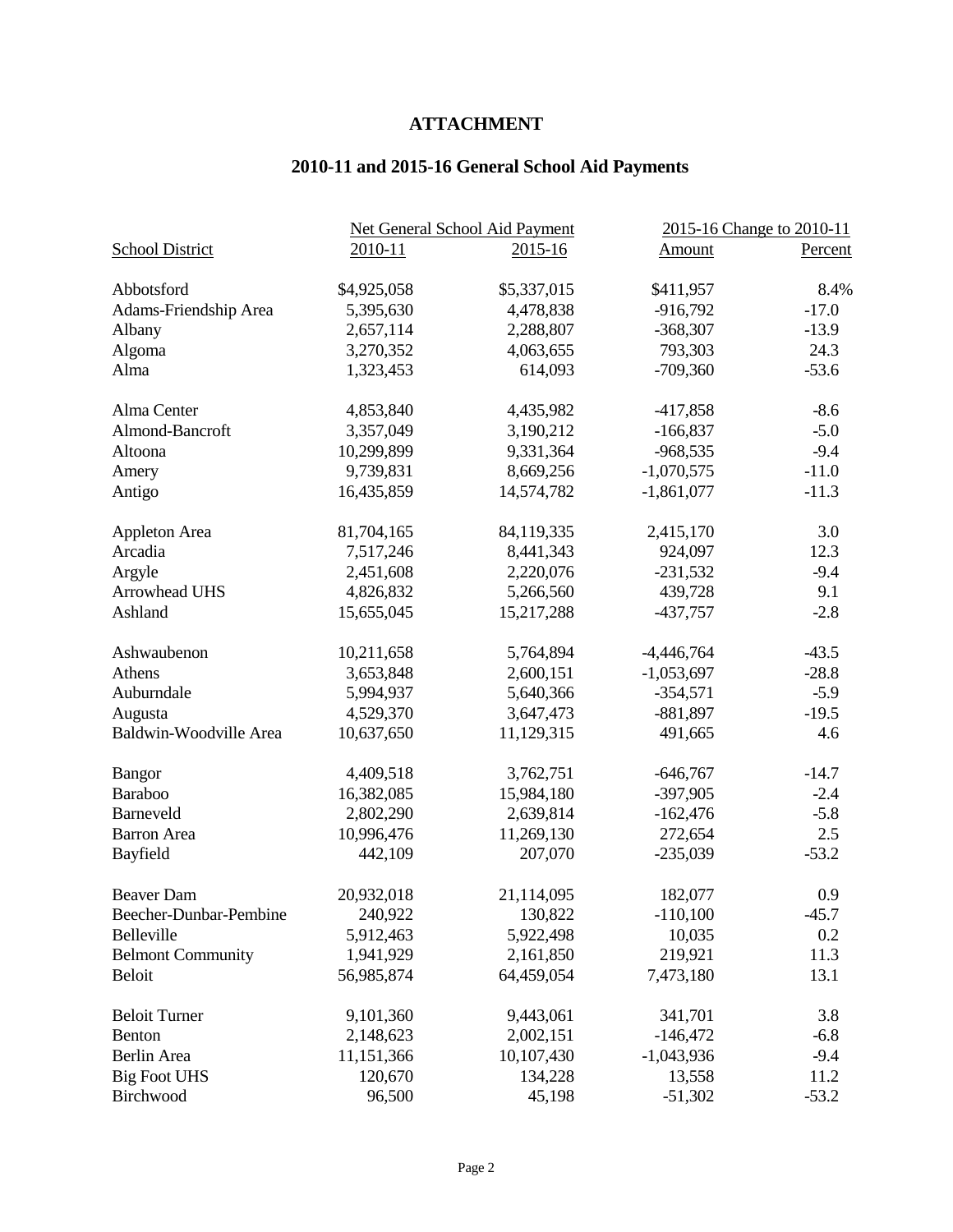# ATTACHMENT

## 2010-11 and 2015-16 General School Aid Payments

| School District | Net General School Aid Payment | | 2015-16 Change to 2010-11 | |
|---|---|---|---|---|
| | 2010-11 | 2015-16 | Amount | Percent |
| Abbotsford | $4,925,058 | $5,337,015 | $411,957 | 8.4% |
| Adams-Friendship Area | 5,395,630 | 4,478,838 | -916,792 | -17.0 |
| Albany | 2,657,114 | 2,288,807 | -368,307 | -13.9 |
| Algoma | 3,270,352 | 4,063,655 | 793,303 | 24.3 |
| Alma | 1,323,453 | 614,093 | -709,360 | -53.6 |
| Alma Center | 4,853,840 | 4,435,982 | -417,858 | -8.6 |
| Almond-Bancroft | 3,357,049 | 3,190,212 | -166,837 | -5.0 |
| Altoona | 10,299,899 | 9,331,364 | -968,535 | -9.4 |
| Amery | 9,739,831 | 8,669,256 | -1,070,575 | -11.0 |
| Antigo | 16,435,859 | 14,574,782 | -1,861,077 | -11.3 |
| Appleton Area | 81,704,165 | 84,119,335 | 2,415,170 | 3.0 |
| Arcadia | 7,517,246 | 8,441,343 | 924,097 | 12.3 |
| Argyle | 2,451,608 | 2,220,076 | -231,532 | -9.4 |
| Arrowhead UHS | 4,826,832 | 5,266,560 | 439,728 | 9.1 |
| Ashland | 15,655,045 | 15,217,288 | -437,757 | -2.8 |
| Ashwaubenon | 10,211,658 | 5,764,894 | -4,446,764 | -43.5 |
| Athens | 3,653,848 | 2,600,151 | -1,053,697 | -28.8 |
| Auburndale | 5,994,937 | 5,640,366 | -354,571 | -5.9 |
| Augusta | 4,529,370 | 3,647,473 | -881,897 | -19.5 |
| Baldwin-Woodville Area | 10,637,650 | 11,129,315 | 491,665 | 4.6 |
| Bangor | 4,409,518 | 3,762,751 | -646,767 | -14.7 |
| Baraboo | 16,382,085 | 15,984,180 | -397,905 | -2.4 |
| Barneveld | 2,802,290 | 2,639,814 | -162,476 | -5.8 |
| Barron Area | 10,996,476 | 11,269,130 | 272,654 | 2.5 |
| Bayfield | 442,109 | 207,070 | -235,039 | -53.2 |
| Beaver Dam | 20,932,018 | 21,114,095 | 182,077 | 0.9 |
| Beecher-Dunbar-Pembine | 240,922 | 130,822 | -110,100 | -45.7 |
| Belleville | 5,912,463 | 5,922,498 | 10,035 | 0.2 |
| Belmont Community | 1,941,929 | 2,161,850 | 219,921 | 11.3 |
| Beloit | 56,985,874 | 64,459,054 | 7,473,180 | 13.1 |
| Beloit Turner | 9,101,360 | 9,443,061 | 341,701 | 3.8 |
| Benton | 2,148,623 | 2,002,151 | -146,472 | -6.8 |
| Berlin Area | 11,151,366 | 10,107,430 | -1,043,936 | -9.4 |
| Big Foot UHS | 120,670 | 134,228 | 13,558 | 11.2 |
| Birchwood | 96,500 | 45,198 | -51,302 | -53.2 |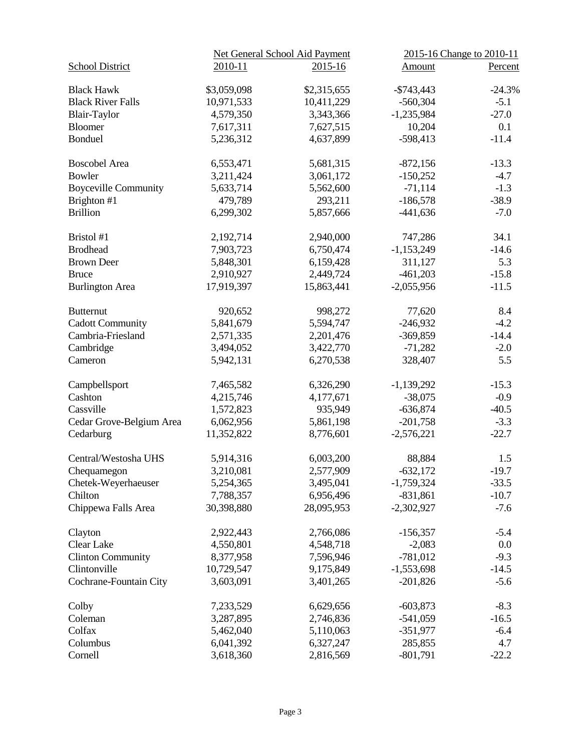| School District | Net General School Aid Payment | | 2015-16 Change to 2010-11 | |
|---|---|---|---|---|
| | 2010-11 | 2015-16 | Amount | Percent |
| Black Hawk | $3,059,098 | $2,315,655 | -$743,443 | -24.3% |
| Black River Falls | 10,971,533 | 10,411,229 | -560,304 | -5.1 |
| Blair-Taylor | 4,579,350 | 3,343,366 | -1,235,984 | -27.0 |
| Bloomer | 7,617,311 | 7,627,515 | 10,204 | 0.1 |
| Bonduel | 5,236,312 | 4,637,899 | -598,413 | -11.4 |
| Boscobel Area | 6,553,471 | 5,681,315 | -872,156 | -13.3 |
| Bowler | 3,211,424 | 3,061,172 | -150,252 | -4.7 |
| Boyceville Community | 5,633,714 | 5,562,600 | -71,114 | -1.3 |
| Brighton #1 | 479,789 | 293,211 | -186,578 | -38.9 |
| Brillion | 6,299,302 | 5,857,666 | -441,636 | -7.0 |
| Bristol #1 | 2,192,714 | 2,940,000 | 747,286 | 34.1 |
| Brodhead | 7,903,723 | 6,750,474 | -1,153,249 | -14.6 |
| Brown Deer | 5,848,301 | 6,159,428 | 311,127 | 5.3 |
| Bruce | 2,910,927 | 2,449,724 | -461,203 | -15.8 |
| Burlington Area | 17,919,397 | 15,863,441 | -2,055,956 | -11.5 |
| Butternut | 920,652 | 998,272 | 77,620 | 8.4 |
| Cadott Community | 5,841,679 | 5,594,747 | -246,932 | -4.2 |
| Cambria-Friesland | 2,571,335 | 2,201,476 | -369,859 | -14.4 |
| Cambridge | 3,494,052 | 3,422,770 | -71,282 | -2.0 |
| Cameron | 5,942,131 | 6,270,538 | 328,407 | 5.5 |
| Campbellsport | 7,465,582 | 6,326,290 | -1,139,292 | -15.3 |
| Cashton | 4,215,746 | 4,177,671 | -38,075 | -0.9 |
| Cassville | 1,572,823 | 935,949 | -636,874 | -40.5 |
| Cedar Grove-Belgium Area | 6,062,956 | 5,861,198 | -201,758 | -3.3 |
| Cedarburg | 11,352,822 | 8,776,601 | -2,576,221 | -22.7 |
| Central/Westosha UHS | 5,914,316 | 6,003,200 | 88,884 | 1.5 |
| Chequamegon | 3,210,081 | 2,577,909 | -632,172 | -19.7 |
| Chetek-Weyerhaeuser | 5,254,365 | 3,495,041 | -1,759,324 | -33.5 |
| Chilton | 7,788,357 | 6,956,496 | -831,861 | -10.7 |
| Chippewa Falls Area | 30,398,880 | 28,095,953 | -2,302,927 | -7.6 |
| Clayton | 2,922,443 | 2,766,086 | -156,357 | -5.4 |
| Clear Lake | 4,550,801 | 4,548,718 | -2,083 | 0.0 |
| Clinton Community | 8,377,958 | 7,596,946 | -781,012 | -9.3 |
| Clintonville | 10,729,547 | 9,175,849 | -1,553,698 | -14.5 |
| Cochrane-Fountain City | 3,603,091 | 3,401,265 | -201,826 | -5.6 |
| Colby | 7,233,529 | 6,629,656 | -603,873 | -8.3 |
| Coleman | 3,287,895 | 2,746,836 | -541,059 | -16.5 |
| Colfax | 5,462,040 | 5,110,063 | -351,977 | -6.4 |
| Columbus | 6,041,392 | 6,327,247 | 285,855 | 4.7 |
| Cornell | 3,618,360 | 2,816,569 | -801,791 | -22.2 |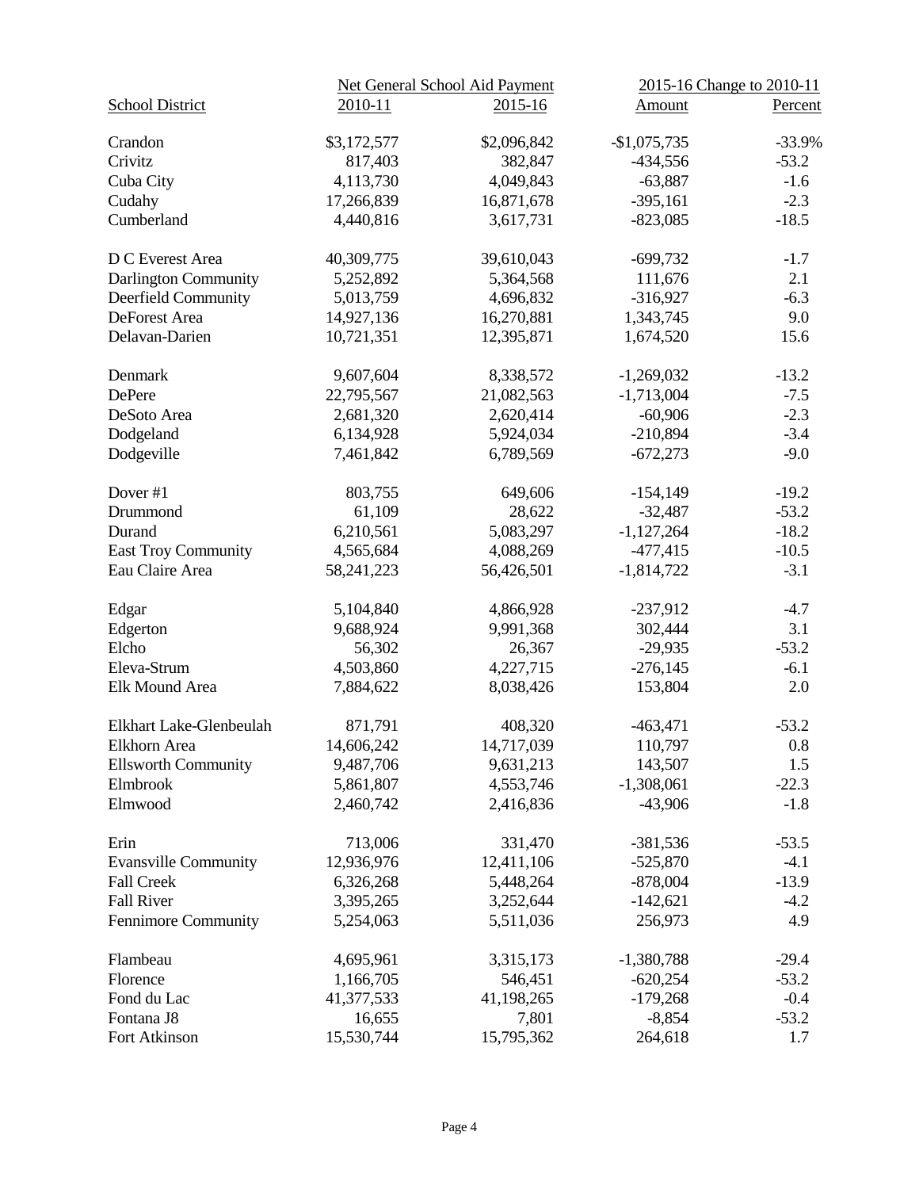| School District | Net General School Aid Payment | | 2015-16 Change to 2010-11 | |
|---|---|---|---|---|
| | 2010-11 | 2015-16 | Amount | Percent |
| Crandon | $3,172,577 | $2,096,842 | -$1,075,735 | -33.9% |
| Crivitz | 817,403 | 382,847 | -434,556 | -53.2 |
| Cuba City | 4,113,730 | 4,049,843 | -63,887 | -1.6 |
| Cudahy | 17,266,839 | 16,871,678 | -395,161 | -2.3 |
| Cumberland | 4,440,816 | 3,617,731 | -823,085 | -18.5 |
| D C Everest Area | 40,309,775 | 39,610,043 | -699,732 | -1.7 |
| Darlington Community | 5,252,892 | 5,364,568 | 111,676 | 2.1 |
| Deerfield Community | 5,013,759 | 4,696,832 | -316,927 | -6.3 |
| DeForest Area | 14,927,136 | 16,270,881 | 1,343,745 | 9.0 |
| Delavan-Darien | 10,721,351 | 12,395,871 | 1,674,520 | 15.6 |
| Denmark | 9,607,604 | 8,338,572 | -1,269,032 | -13.2 |
| DePere | 22,795,567 | 21,082,563 | -1,713,004 | -7.5 |
| DeSoto Area | 2,681,320 | 2,620,414 | -60,906 | -2.3 |
| Dodgeland | 6,134,928 | 5,924,034 | -210,894 | -3.4 |
| Dodgeville | 7,461,842 | 6,789,569 | -672,273 | -9.0 |
| Dover #1 | 803,755 | 649,606 | -154,149 | -19.2 |
| Drummond | 61,109 | 28,622 | -32,487 | -53.2 |
| Durand | 6,210,561 | 5,083,297 | -1,127,264 | -18.2 |
| East Troy Community | 4,565,684 | 4,088,269 | -477,415 | -10.5 |
| Eau Claire Area | 58,241,223 | 56,426,501 | -1,814,722 | -3.1 |
| Edgar | 5,104,840 | 4,866,928 | -237,912 | -4.7 |
| Edgerton | 9,688,924 | 9,991,368 | 302,444 | 3.1 |
| Elcho | 56,302 | 26,367 | -29,935 | -53.2 |
| Eleva-Strum | 4,503,860 | 4,227,715 | -276,145 | -6.1 |
| Elk Mound Area | 7,884,622 | 8,038,426 | 153,804 | 2.0 |
| Elkhart Lake-Glenbeulah | 871,791 | 408,320 | -463,471 | -53.2 |
| Elkhorn Area | 14,606,242 | 14,717,039 | 110,797 | 0.8 |
| Ellsworth Community | 9,487,706 | 9,631,213 | 143,507 | 1.5 |
| Elmbrook | 5,861,807 | 4,553,746 | -1,308,061 | -22.3 |
| Elmwood | 2,460,742 | 2,416,836 | -43,906 | -1.8 |
| Erin | 713,006 | 331,470 | -381,536 | -53.5 |
| Evansville Community | 12,936,976 | 12,411,106 | -525,870 | -4.1 |
| Fall Creek | 6,326,268 | 5,448,264 | -878,004 | -13.9 |
| Fall River | 3,395,265 | 3,252,644 | -142,621 | -4.2 |
| Fennimore Community | 5,254,063 | 5,511,036 | 256,973 | 4.9 |
| Flambeau | 4,695,961 | 3,315,173 | -1,380,788 | -29.4 |
| Florence | 1,166,705 | 546,451 | -620,254 | -53.2 |
| Fond du Lac | 41,377,533 | 41,198,265 | -179,268 | -0.4 |
| Fontana J8 | 16,655 | 7,801 | -8,854 | -53.2 |
| Fort Atkinson | 15,530,744 | 15,795,362 | 264,618 | 1.7 |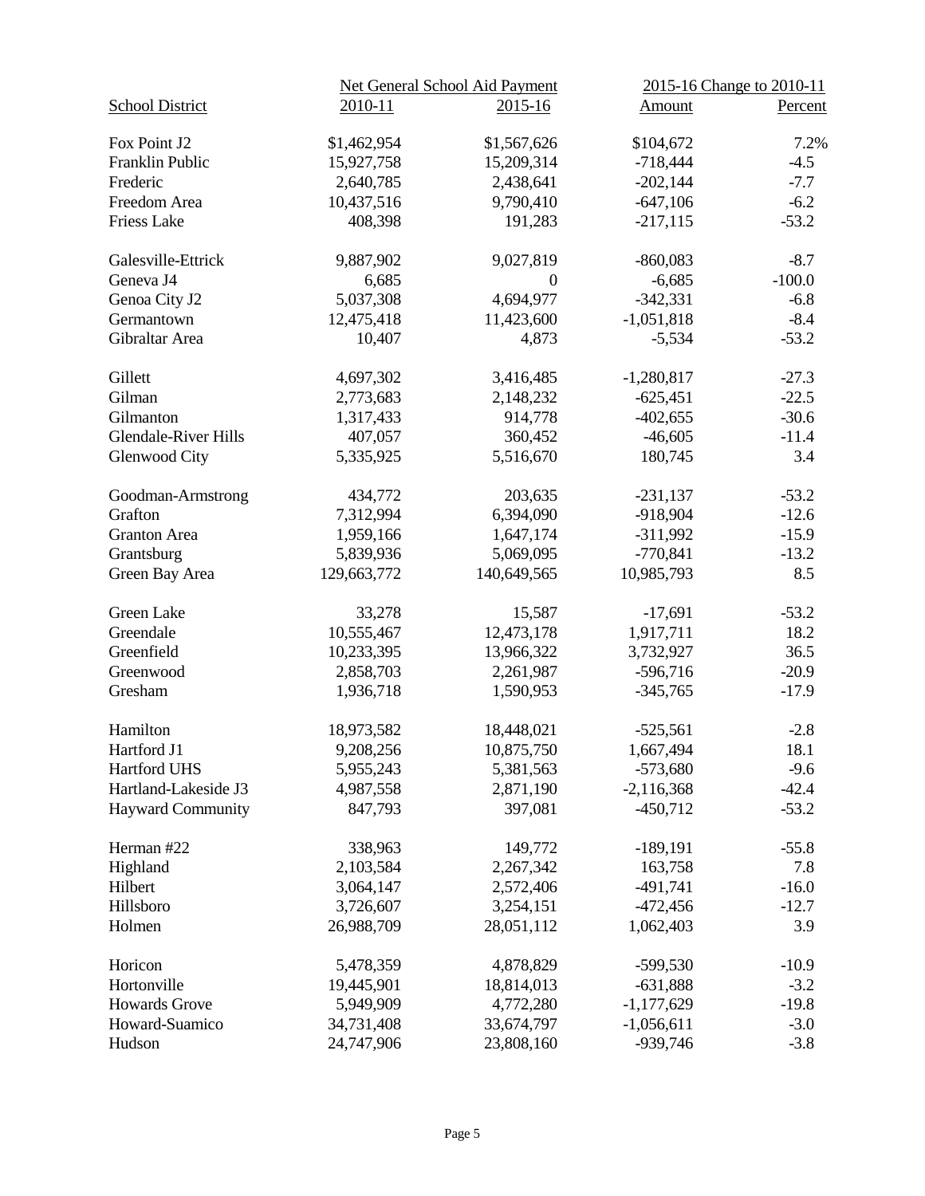| School District | Net General School Aid Payment | | 2015-16 Change to 2010-11 | |
|---|---|---|---|---|
| | 2010-11 | 2015-16 | Amount | Percent |
| Fox Point J2 | $1,462,954 | $1,567,626 | $104,672 | 7.2% |
| Franklin Public | 15,927,758 | 15,209,314 | -718,444 | -4.5 |
| Frederic | 2,640,785 | 2,438,641 | -202,144 | -7.7 |
| Freedom Area | 10,437,516 | 9,790,410 | -647,106 | -6.2 |
| Friess Lake | 408,398 | 191,283 | -217,115 | -53.2 |
| Galesville-Ettrick | 9,887,902 | 9,027,819 | -860,083 | -8.7 |
| Geneva J4 | 6,685 | 0 | -6,685 | -100.0 |
| Genoa City J2 | 5,037,308 | 4,694,977 | -342,331 | -6.8 |
| Germantown | 12,475,418 | 11,423,600 | -1,051,818 | -8.4 |
| Gibraltar Area | 10,407 | 4,873 | -5,534 | -53.2 |
| Gillett | 4,697,302 | 3,416,485 | -1,280,817 | -27.3 |
| Gilman | 2,773,683 | 2,148,232 | -625,451 | -22.5 |
| Gilmanton | 1,317,433 | 914,778 | -402,655 | -30.6 |
| Glendale-River Hills | 407,057 | 360,452 | -46,605 | -11.4 |
| Glenwood City | 5,335,925 | 5,516,670 | 180,745 | 3.4 |
| Goodman-Armstrong | 434,772 | 203,635 | -231,137 | -53.2 |
| Grafton | 7,312,994 | 6,394,090 | -918,904 | -12.6 |
| Granton Area | 1,959,166 | 1,647,174 | -311,992 | -15.9 |
| Grantsburg | 5,839,936 | 5,069,095 | -770,841 | -13.2 |
| Green Bay Area | 129,663,772 | 140,649,565 | 10,985,793 | 8.5 |
| Green Lake | 33,278 | 15,587 | -17,691 | -53.2 |
| Greendale | 10,555,467 | 12,473,178 | 1,917,711 | 18.2 |
| Greenfield | 10,233,395 | 13,966,322 | 3,732,927 | 36.5 |
| Greenwood | 2,858,703 | 2,261,987 | -596,716 | -20.9 |
| Gresham | 1,936,718 | 1,590,953 | -345,765 | -17.9 |
| Hamilton | 18,973,582 | 18,448,021 | -525,561 | -2.8 |
| Hartford J1 | 9,208,256 | 10,875,750 | 1,667,494 | 18.1 |
| Hartford UHS | 5,955,243 | 5,381,563 | -573,680 | -9.6 |
| Hartland-Lakeside J3 | 4,987,558 | 2,871,190 | -2,116,368 | -42.4 |
| Hayward Community | 847,793 | 397,081 | -450,712 | -53.2 |
| Herman #22 | 338,963 | 149,772 | -189,191 | -55.8 |
| Highland | 2,103,584 | 2,267,342 | 163,758 | 7.8 |
| Hilbert | 3,064,147 | 2,572,406 | -491,741 | -16.0 |
| Hillsboro | 3,726,607 | 3,254,151 | -472,456 | -12.7 |
| Holmen | 26,988,709 | 28,051,112 | 1,062,403 | 3.9 |
| Horicon | 5,478,359 | 4,878,829 | -599,530 | -10.9 |
| Hortonville | 19,445,901 | 18,814,013 | -631,888 | -3.2 |
| Howards Grove | 5,949,909 | 4,772,280 | -1,177,629 | -19.8 |
| Howard-Suamico | 34,731,408 | 33,674,797 | -1,056,611 | -3.0 |
| Hudson | 24,747,906 | 23,808,160 | -939,746 | -3.8 |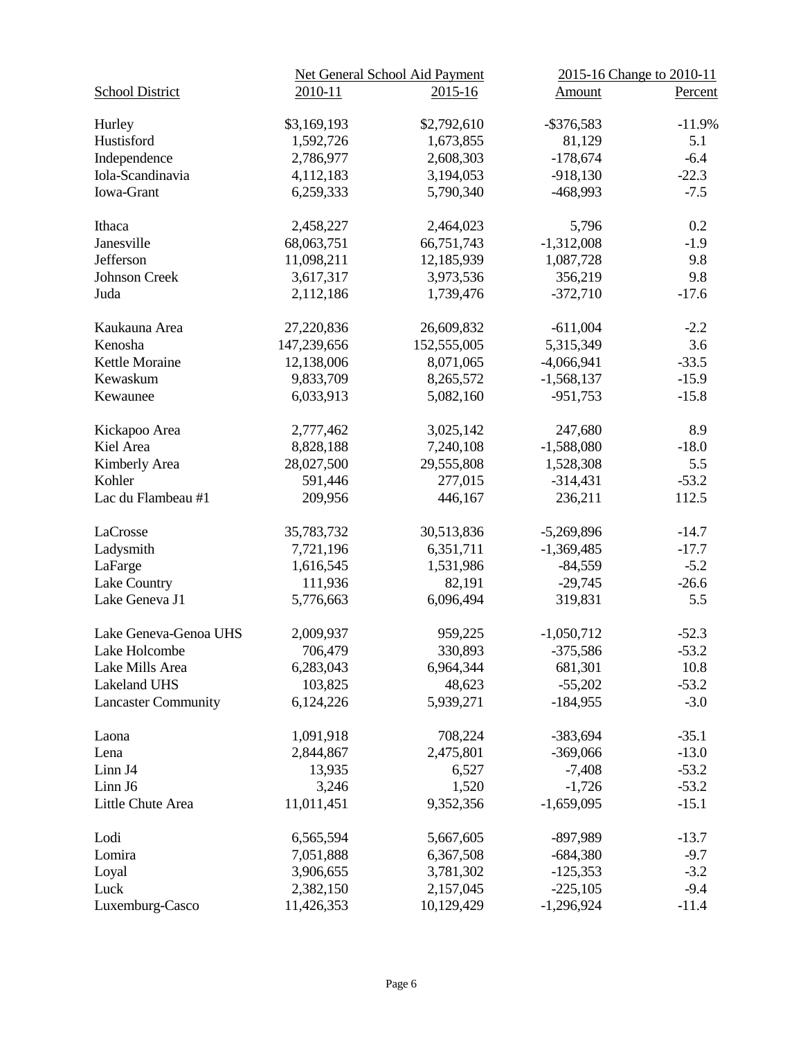| School District | Net General School Aid Payment | | 2015-16 Change to 2010-11 | |
|---|---|---|---|---|
| | 2010-11 | 2015-16 | Amount | Percent |
| Hurley | $3,169,193 | $2,792,610 | -$376,583 | -11.9% |
| Hustisford | 1,592,726 | 1,673,855 | 81,129 | 5.1 |
| Independence | 2,786,977 | 2,608,303 | -178,674 | -6.4 |
| Iola-Scandinavia | 4,112,183 | 3,194,053 | -918,130 | -22.3 |
| Iowa-Grant | 6,259,333 | 5,790,340 | -468,993 | -7.5 |
| Ithaca | 2,458,227 | 2,464,023 | 5,796 | 0.2 |
| Janesville | 68,063,751 | 66,751,743 | -1,312,008 | -1.9 |
| Jefferson | 11,098,211 | 12,185,939 | 1,087,728 | 9.8 |
| Johnson Creek | 3,617,317 | 3,973,536 | 356,219 | 9.8 |
| Juda | 2,112,186 | 1,739,476 | -372,710 | -17.6 |
| Kaukauna Area | 27,220,836 | 26,609,832 | -611,004 | -2.2 |
| Kenosha | 147,239,656 | 152,555,005 | 5,315,349 | 3.6 |
| Kettle Moraine | 12,138,006 | 8,071,065 | -4,066,941 | -33.5 |
| Kewaskum | 9,833,709 | 8,265,572 | -1,568,137 | -15.9 |
| Kewaunee | 6,033,913 | 5,082,160 | -951,753 | -15.8 |
| Kickapoo Area | 2,777,462 | 3,025,142 | 247,680 | 8.9 |
| Kiel Area | 8,828,188 | 7,240,108 | -1,588,080 | -18.0 |
| Kimberly Area | 28,027,500 | 29,555,808 | 1,528,308 | 5.5 |
| Kohler | 591,446 | 277,015 | -314,431 | -53.2 |
| Lac du Flambeau #1 | 209,956 | 446,167 | 236,211 | 112.5 |
| LaCrosse | 35,783,732 | 30,513,836 | -5,269,896 | -14.7 |
| Ladysmith | 7,721,196 | 6,351,711 | -1,369,485 | -17.7 |
| LaFarge | 1,616,545 | 1,531,986 | -84,559 | -5.2 |
| Lake Country | 111,936 | 82,191 | -29,745 | -26.6 |
| Lake Geneva J1 | 5,776,663 | 6,096,494 | 319,831 | 5.5 |
| Lake Geneva-Genoa UHS | 2,009,937 | 959,225 | -1,050,712 | -52.3 |
| Lake Holcombe | 706,479 | 330,893 | -375,586 | -53.2 |
| Lake Mills Area | 6,283,043 | 6,964,344 | 681,301 | 10.8 |
| Lakeland UHS | 103,825 | 48,623 | -55,202 | -53.2 |
| Lancaster Community | 6,124,226 | 5,939,271 | -184,955 | -3.0 |
| Laona | 1,091,918 | 708,224 | -383,694 | -35.1 |
| Lena | 2,844,867 | 2,475,801 | -369,066 | -13.0 |
| Linn J4 | 13,935 | 6,527 | -7,408 | -53.2 |
| Linn J6 | 3,246 | 1,520 | -1,726 | -53.2 |
| Little Chute Area | 11,011,451 | 9,352,356 | -1,659,095 | -15.1 |
| Lodi | 6,565,594 | 5,667,605 | -897,989 | -13.7 |
| Lomira | 7,051,888 | 6,367,508 | -684,380 | -9.7 |
| Loyal | 3,906,655 | 3,781,302 | -125,353 | -3.2 |
| Luck | 2,382,150 | 2,157,045 | -225,105 | -9.4 |
| Luxemburg-Casco | 11,426,353 | 10,129,429 | -1,296,924 | -11.4 |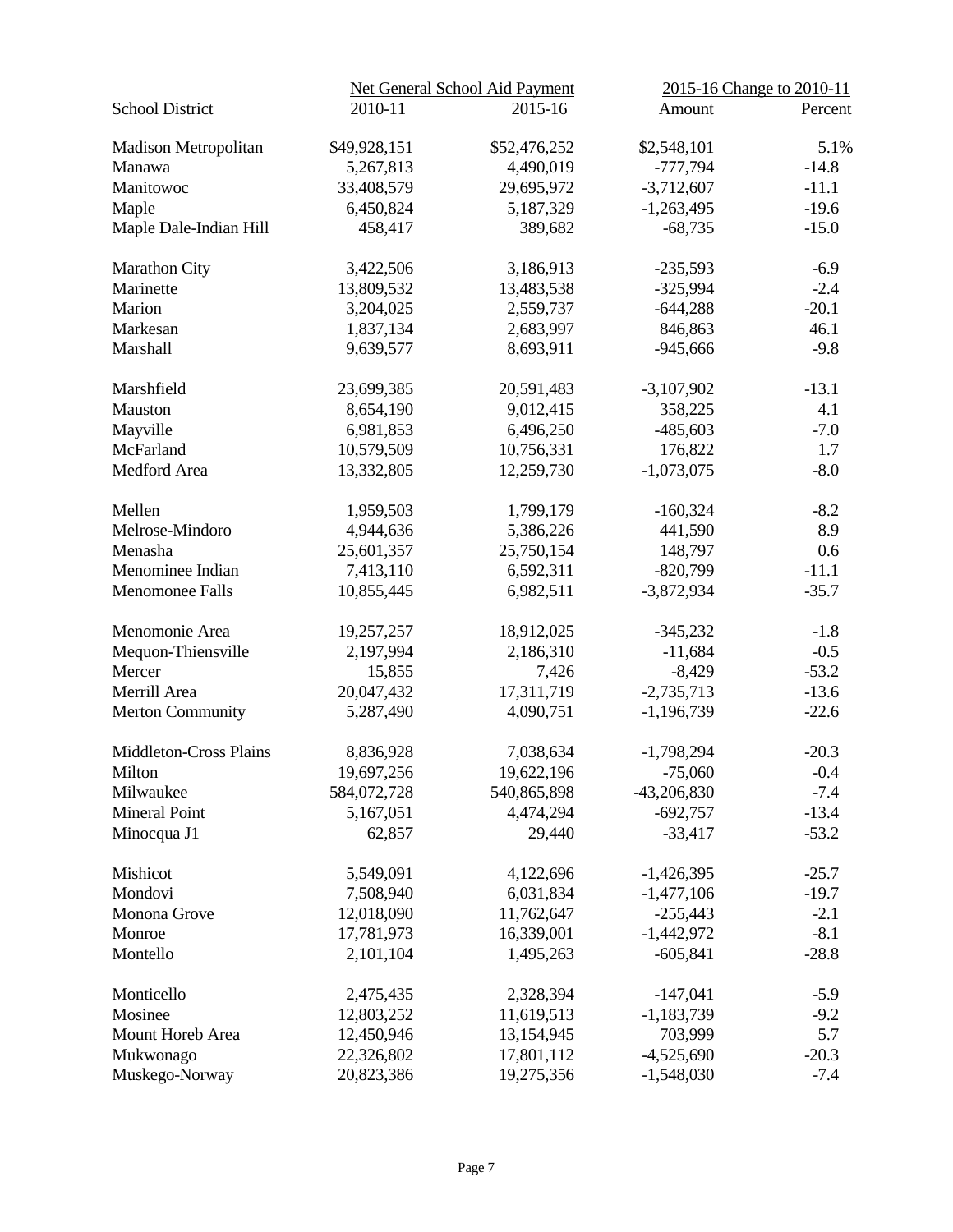| School District | Net General School Aid Payment 2010-11 | Net General School Aid Payment 2015-16 | 2015-16 Change to 2010-11 Amount | 2015-16 Change to 2010-11 Percent |
|---|---|---|---|---|
| Madison Metropolitan | $49,928,151 | $52,476,252 | $2,548,101 | 5.1% |
| Manawa | 5,267,813 | 4,490,019 | -777,794 | -14.8 |
| Manitowoc | 33,408,579 | 29,695,972 | -3,712,607 | -11.1 |
| Maple | 6,450,824 | 5,187,329 | -1,263,495 | -19.6 |
| Maple Dale-Indian Hill | 458,417 | 389,682 | -68,735 | -15.0 |
| Marathon City | 3,422,506 | 3,186,913 | -235,593 | -6.9 |
| Marinette | 13,809,532 | 13,483,538 | -325,994 | -2.4 |
| Marion | 3,204,025 | 2,559,737 | -644,288 | -20.1 |
| Markesan | 1,837,134 | 2,683,997 | 846,863 | 46.1 |
| Marshall | 9,639,577 | 8,693,911 | -945,666 | -9.8 |
| Marshfield | 23,699,385 | 20,591,483 | -3,107,902 | -13.1 |
| Mauston | 8,654,190 | 9,012,415 | 358,225 | 4.1 |
| Mayville | 6,981,853 | 6,496,250 | -485,603 | -7.0 |
| McFarland | 10,579,509 | 10,756,331 | 176,822 | 1.7 |
| Medford Area | 13,332,805 | 12,259,730 | -1,073,075 | -8.0 |
| Mellen | 1,959,503 | 1,799,179 | -160,324 | -8.2 |
| Melrose-Mindoro | 4,944,636 | 5,386,226 | 441,590 | 8.9 |
| Menasha | 25,601,357 | 25,750,154 | 148,797 | 0.6 |
| Menominee Indian | 7,413,110 | 6,592,311 | -820,799 | -11.1 |
| Menomonee Falls | 10,855,445 | 6,982,511 | -3,872,934 | -35.7 |
| Menomonie Area | 19,257,257 | 18,912,025 | -345,232 | -1.8 |
| Mequon-Thiensville | 2,197,994 | 2,186,310 | -11,684 | -0.5 |
| Mercer | 15,855 | 7,426 | -8,429 | -53.2 |
| Merrill Area | 20,047,432 | 17,311,719 | -2,735,713 | -13.6 |
| Merton Community | 5,287,490 | 4,090,751 | -1,196,739 | -22.6 |
| Middleton-Cross Plains | 8,836,928 | 7,038,634 | -1,798,294 | -20.3 |
| Milton | 19,697,256 | 19,622,196 | -75,060 | -0.4 |
| Milwaukee | 584,072,728 | 540,865,898 | -43,206,830 | -7.4 |
| Mineral Point | 5,167,051 | 4,474,294 | -692,757 | -13.4 |
| Minocqua J1 | 62,857 | 29,440 | -33,417 | -53.2 |
| Mishicot | 5,549,091 | 4,122,696 | -1,426,395 | -25.7 |
| Mondovi | 7,508,940 | 6,031,834 | -1,477,106 | -19.7 |
| Monona Grove | 12,018,090 | 11,762,647 | -255,443 | -2.1 |
| Monroe | 17,781,973 | 16,339,001 | -1,442,972 | -8.1 |
| Montello | 2,101,104 | 1,495,263 | -605,841 | -28.8 |
| Monticello | 2,475,435 | 2,328,394 | -147,041 | -5.9 |
| Mosinee | 12,803,252 | 11,619,513 | -1,183,739 | -9.2 |
| Mount Horeb Area | 12,450,946 | 13,154,945 | 703,999 | 5.7 |
| Mukwonago | 22,326,802 | 17,801,112 | -4,525,690 | -20.3 |
| Muskego-Norway | 20,823,386 | 19,275,356 | -1,548,030 | -7.4 |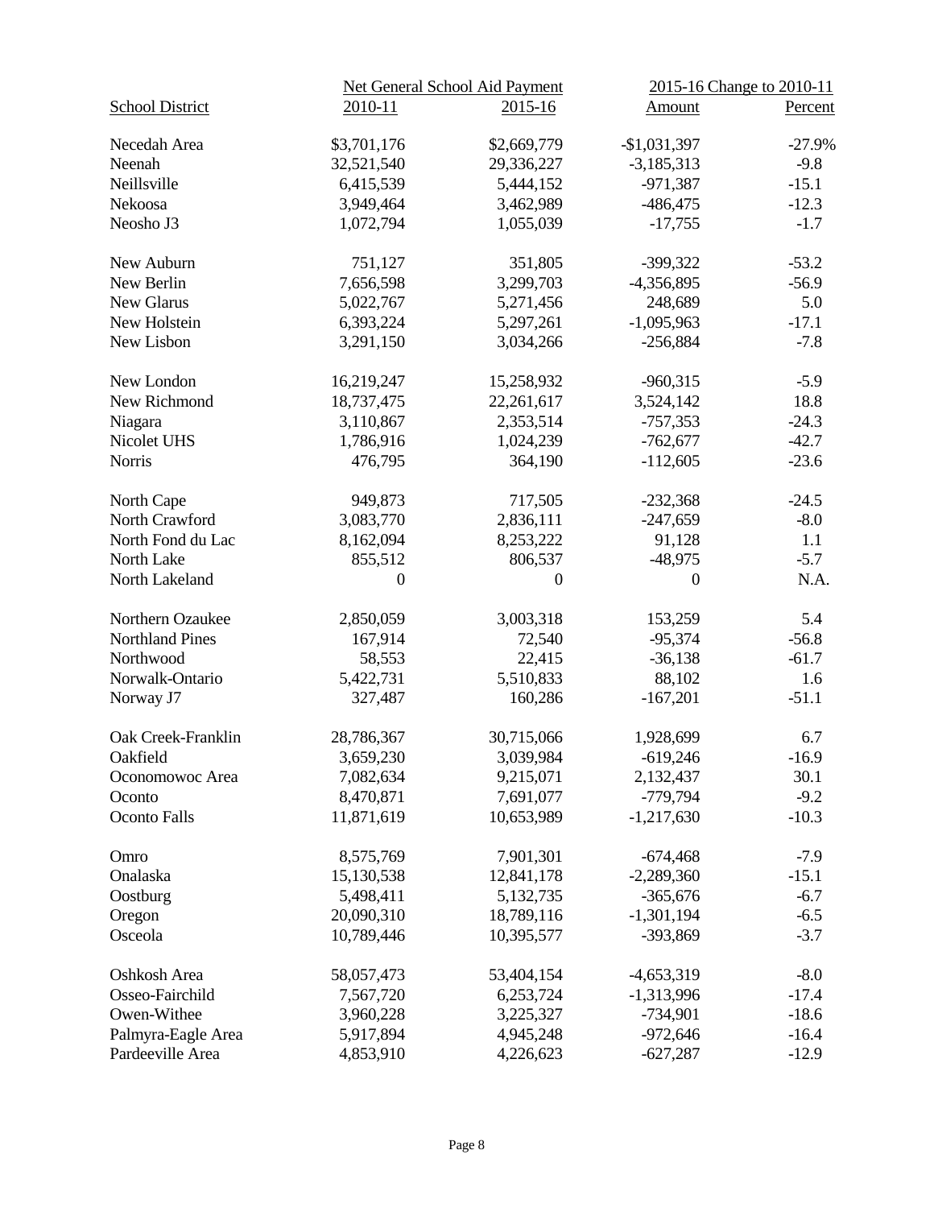| School District | Net General School Aid Payment 2010-11 | 2015-16 | 2015-16 Change to 2010-11 Amount | Percent |
|---|---|---|---|---|
| Necedah Area | $3,701,176 | $2,669,779 | -$1,031,397 | -27.9% |
| Neenah | 32,521,540 | 29,336,227 | -3,185,313 | -9.8 |
| Neillsville | 6,415,539 | 5,444,152 | -971,387 | -15.1 |
| Nekoosa | 3,949,464 | 3,462,989 | -486,475 | -12.3 |
| Neosho J3 | 1,072,794 | 1,055,039 | -17,755 | -1.7 |
| New Auburn | 751,127 | 351,805 | -399,322 | -53.2 |
| New Berlin | 7,656,598 | 3,299,703 | -4,356,895 | -56.9 |
| New Glarus | 5,022,767 | 5,271,456 | 248,689 | 5.0 |
| New Holstein | 6,393,224 | 5,297,261 | -1,095,963 | -17.1 |
| New Lisbon | 3,291,150 | 3,034,266 | -256,884 | -7.8 |
| New London | 16,219,247 | 15,258,932 | -960,315 | -5.9 |
| New Richmond | 18,737,475 | 22,261,617 | 3,524,142 | 18.8 |
| Niagara | 3,110,867 | 2,353,514 | -757,353 | -24.3 |
| Nicolet UHS | 1,786,916 | 1,024,239 | -762,677 | -42.7 |
| Norris | 476,795 | 364,190 | -112,605 | -23.6 |
| North Cape | 949,873 | 717,505 | -232,368 | -24.5 |
| North Crawford | 3,083,770 | 2,836,111 | -247,659 | -8.0 |
| North Fond du Lac | 8,162,094 | 8,253,222 | 91,128 | 1.1 |
| North Lake | 855,512 | 806,537 | -48,975 | -5.7 |
| North Lakeland | 0 | 0 | 0 | N.A. |
| Northern Ozaukee | 2,850,059 | 3,003,318 | 153,259 | 5.4 |
| Northland Pines | 167,914 | 72,540 | -95,374 | -56.8 |
| Northwood | 58,553 | 22,415 | -36,138 | -61.7 |
| Norwalk-Ontario | 5,422,731 | 5,510,833 | 88,102 | 1.6 |
| Norway J7 | 327,487 | 160,286 | -167,201 | -51.1 |
| Oak Creek-Franklin | 28,786,367 | 30,715,066 | 1,928,699 | 6.7 |
| Oakfield | 3,659,230 | 3,039,984 | -619,246 | -16.9 |
| Oconomowoc Area | 7,082,634 | 9,215,071 | 2,132,437 | 30.1 |
| Oconto | 8,470,871 | 7,691,077 | -779,794 | -9.2 |
| Oconto Falls | 11,871,619 | 10,653,989 | -1,217,630 | -10.3 |
| Omro | 8,575,769 | 7,901,301 | -674,468 | -7.9 |
| Onalaska | 15,130,538 | 12,841,178 | -2,289,360 | -15.1 |
| Oostburg | 5,498,411 | 5,132,735 | -365,676 | -6.7 |
| Oregon | 20,090,310 | 18,789,116 | -1,301,194 | -6.5 |
| Osceola | 10,789,446 | 10,395,577 | -393,869 | -3.7 |
| Oshkosh Area | 58,057,473 | 53,404,154 | -4,653,319 | -8.0 |
| Osseo-Fairchild | 7,567,720 | 6,253,724 | -1,313,996 | -17.4 |
| Owen-Withee | 3,960,228 | 3,225,327 | -734,901 | -18.6 |
| Palmyra-Eagle Area | 5,917,894 | 4,945,248 | -972,646 | -16.4 |
| Pardeeville Area | 4,853,910 | 4,226,623 | -627,287 | -12.9 |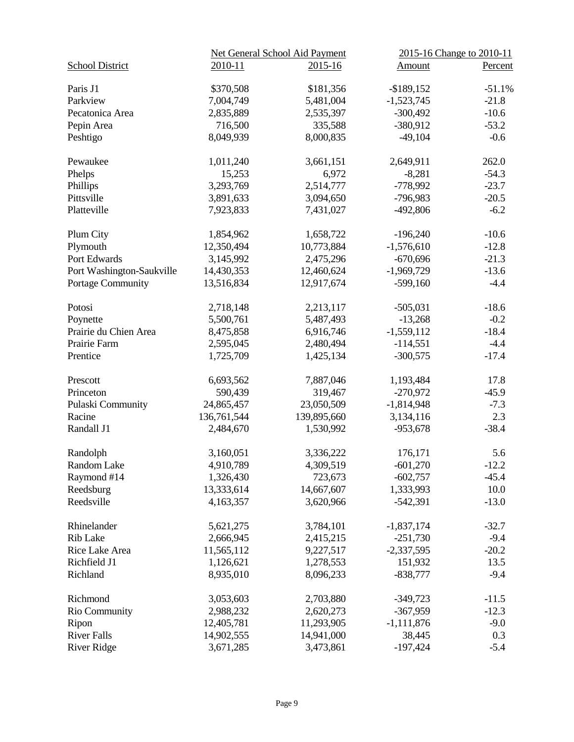| School District | Net General School Aid Payment 2010-11 | 2015-16 | 2015-16 Change to 2010-11 Amount | Percent |
|---|---|---|---|---|
| Paris J1 | $370,508 | $181,356 | -$189,152 | -51.1% |
| Parkview | 7,004,749 | 5,481,004 | -1,523,745 | -21.8 |
| Pecatonica Area | 2,835,889 | 2,535,397 | -300,492 | -10.6 |
| Pepin Area | 716,500 | 335,588 | -380,912 | -53.2 |
| Peshtigo | 8,049,939 | 8,000,835 | -49,104 | -0.6 |
| Pewaukee | 1,011,240 | 3,661,151 | 2,649,911 | 262.0 |
| Phelps | 15,253 | 6,972 | -8,281 | -54.3 |
| Phillips | 3,293,769 | 2,514,777 | -778,992 | -23.7 |
| Pittsville | 3,891,633 | 3,094,650 | -796,983 | -20.5 |
| Platteville | 7,923,833 | 7,431,027 | -492,806 | -6.2 |
| Plum City | 1,854,962 | 1,658,722 | -196,240 | -10.6 |
| Plymouth | 12,350,494 | 10,773,884 | -1,576,610 | -12.8 |
| Port Edwards | 3,145,992 | 2,475,296 | -670,696 | -21.3 |
| Port Washington-Saukville | 14,430,353 | 12,460,624 | -1,969,729 | -13.6 |
| Portage Community | 13,516,834 | 12,917,674 | -599,160 | -4.4 |
| Potosi | 2,718,148 | 2,213,117 | -505,031 | -18.6 |
| Poynette | 5,500,761 | 5,487,493 | -13,268 | -0.2 |
| Prairie du Chien Area | 8,475,858 | 6,916,746 | -1,559,112 | -18.4 |
| Prairie Farm | 2,595,045 | 2,480,494 | -114,551 | -4.4 |
| Prentice | 1,725,709 | 1,425,134 | -300,575 | -17.4 |
| Prescott | 6,693,562 | 7,887,046 | 1,193,484 | 17.8 |
| Princeton | 590,439 | 319,467 | -270,972 | -45.9 |
| Pulaski Community | 24,865,457 | 23,050,509 | -1,814,948 | -7.3 |
| Racine | 136,761,544 | 139,895,660 | 3,134,116 | 2.3 |
| Randall J1 | 2,484,670 | 1,530,992 | -953,678 | -38.4 |
| Randolph | 3,160,051 | 3,336,222 | 176,171 | 5.6 |
| Random Lake | 4,910,789 | 4,309,519 | -601,270 | -12.2 |
| Raymond #14 | 1,326,430 | 723,673 | -602,757 | -45.4 |
| Reedsburg | 13,333,614 | 14,667,607 | 1,333,993 | 10.0 |
| Reedsville | 4,163,357 | 3,620,966 | -542,391 | -13.0 |
| Rhinelander | 5,621,275 | 3,784,101 | -1,837,174 | -32.7 |
| Rib Lake | 2,666,945 | 2,415,215 | -251,730 | -9.4 |
| Rice Lake Area | 11,565,112 | 9,227,517 | -2,337,595 | -20.2 |
| Richfield J1 | 1,126,621 | 1,278,553 | 151,932 | 13.5 |
| Richland | 8,935,010 | 8,096,233 | -838,777 | -9.4 |
| Richmond | 3,053,603 | 2,703,880 | -349,723 | -11.5 |
| Rio Community | 2,988,232 | 2,620,273 | -367,959 | -12.3 |
| Ripon | 12,405,781 | 11,293,905 | -1,111,876 | -9.0 |
| River Falls | 14,902,555 | 14,941,000 | 38,445 | 0.3 |
| River Ridge | 3,671,285 | 3,473,861 | -197,424 | -5.4 |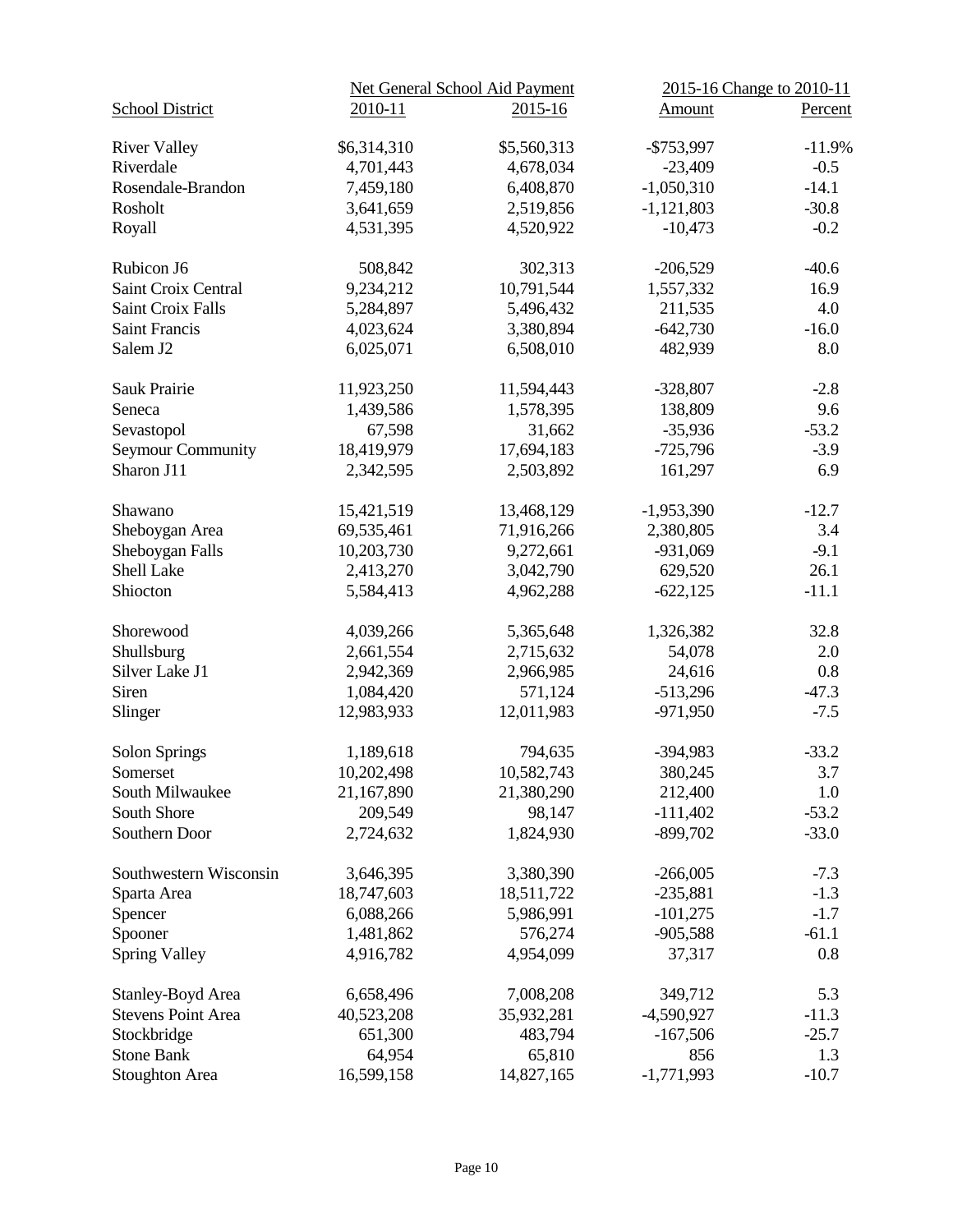| School District | Net General School Aid Payment | | 2015-16 Change to 2010-11 | |
|---|---|---|---|---|
| | 2010-11 | 2015-16 | Amount | Percent |
| River Valley | $6,314,310 | $5,560,313 | -$753,997 | -11.9% |
| Riverdale | 4,701,443 | 4,678,034 | -23,409 | -0.5 |
| Rosendale-Brandon | 7,459,180 | 6,408,870 | -1,050,310 | -14.1 |
| Rosholt | 3,641,659 | 2,519,856 | -1,121,803 | -30.8 |
| Royall | 4,531,395 | 4,520,922 | -10,473 | -0.2 |
| Rubicon J6 | 508,842 | 302,313 | -206,529 | -40.6 |
| Saint Croix Central | 9,234,212 | 10,791,544 | 1,557,332 | 16.9 |
| Saint Croix Falls | 5,284,897 | 5,496,432 | 211,535 | 4.0 |
| Saint Francis | 4,023,624 | 3,380,894 | -642,730 | -16.0 |
| Salem J2 | 6,025,071 | 6,508,010 | 482,939 | 8.0 |
| Sauk Prairie | 11,923,250 | 11,594,443 | -328,807 | -2.8 |
| Seneca | 1,439,586 | 1,578,395 | 138,809 | 9.6 |
| Sevastopol | 67,598 | 31,662 | -35,936 | -53.2 |
| Seymour Community | 18,419,979 | 17,694,183 | -725,796 | -3.9 |
| Sharon J11 | 2,342,595 | 2,503,892 | 161,297 | 6.9 |
| Shawano | 15,421,519 | 13,468,129 | -1,953,390 | -12.7 |
| Sheboygan Area | 69,535,461 | 71,916,266 | 2,380,805 | 3.4 |
| Sheboygan Falls | 10,203,730 | 9,272,661 | -931,069 | -9.1 |
| Shell Lake | 2,413,270 | 3,042,790 | 629,520 | 26.1 |
| Shiocton | 5,584,413 | 4,962,288 | -622,125 | -11.1 |
| Shorewood | 4,039,266 | 5,365,648 | 1,326,382 | 32.8 |
| Shullsburg | 2,661,554 | 2,715,632 | 54,078 | 2.0 |
| Silver Lake J1 | 2,942,369 | 2,966,985 | 24,616 | 0.8 |
| Siren | 1,084,420 | 571,124 | -513,296 | -47.3 |
| Slinger | 12,983,933 | 12,011,983 | -971,950 | -7.5 |
| Solon Springs | 1,189,618 | 794,635 | -394,983 | -33.2 |
| Somerset | 10,202,498 | 10,582,743 | 380,245 | 3.7 |
| South Milwaukee | 21,167,890 | 21,380,290 | 212,400 | 1.0 |
| South Shore | 209,549 | 98,147 | -111,402 | -53.2 |
| Southern Door | 2,724,632 | 1,824,930 | -899,702 | -33.0 |
| Southwestern Wisconsin | 3,646,395 | 3,380,390 | -266,005 | -7.3 |
| Sparta Area | 18,747,603 | 18,511,722 | -235,881 | -1.3 |
| Spencer | 6,088,266 | 5,986,991 | -101,275 | -1.7 |
| Spooner | 1,481,862 | 576,274 | -905,588 | -61.1 |
| Spring Valley | 4,916,782 | 4,954,099 | 37,317 | 0.8 |
| Stanley-Boyd Area | 6,658,496 | 7,008,208 | 349,712 | 5.3 |
| Stevens Point Area | 40,523,208 | 35,932,281 | -4,590,927 | -11.3 |
| Stockbridge | 651,300 | 483,794 | -167,506 | -25.7 |
| Stone Bank | 64,954 | 65,810 | 856 | 1.3 |
| Stoughton Area | 16,599,158 | 14,827,165 | -1,771,993 | -10.7 |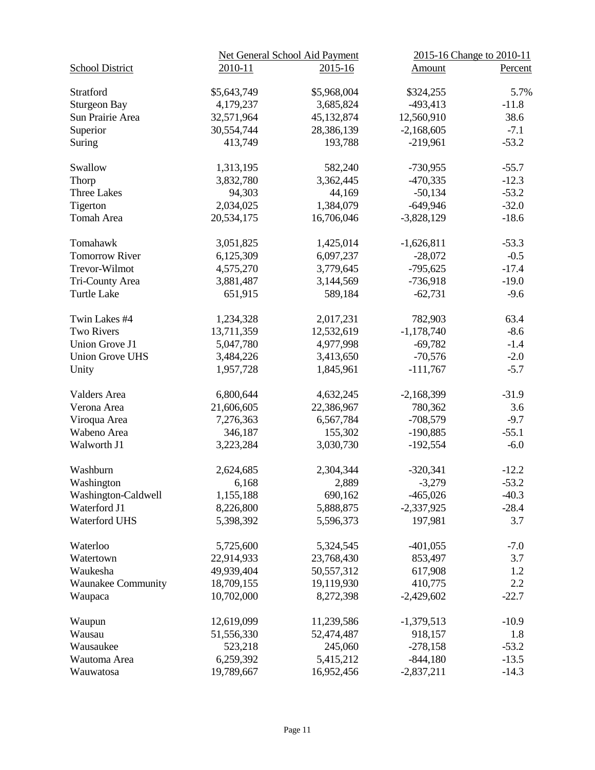| School District | Net General School Aid Payment 2010-11 | Net General School Aid Payment 2015-16 | 2015-16 Change to 2010-11 Amount | 2015-16 Change to 2010-11 Percent |
|---|---|---|---|---|
| Stratford | $5,643,749 | $5,968,004 | $324,255 | 5.7% |
| Sturgeon Bay | 4,179,237 | 3,685,824 | -493,413 | -11.8 |
| Sun Prairie Area | 32,571,964 | 45,132,874 | 12,560,910 | 38.6 |
| Superior | 30,554,744 | 28,386,139 | -2,168,605 | -7.1 |
| Suring | 413,749 | 193,788 | -219,961 | -53.2 |
| Swallow | 1,313,195 | 582,240 | -730,955 | -55.7 |
| Thorp | 3,832,780 | 3,362,445 | -470,335 | -12.3 |
| Three Lakes | 94,303 | 44,169 | -50,134 | -53.2 |
| Tigerton | 2,034,025 | 1,384,079 | -649,946 | -32.0 |
| Tomah Area | 20,534,175 | 16,706,046 | -3,828,129 | -18.6 |
| Tomahawk | 3,051,825 | 1,425,014 | -1,626,811 | -53.3 |
| Tomorrow River | 6,125,309 | 6,097,237 | -28,072 | -0.5 |
| Trevor-Wilmot | 4,575,270 | 3,779,645 | -795,625 | -17.4 |
| Tri-County Area | 3,881,487 | 3,144,569 | -736,918 | -19.0 |
| Turtle Lake | 651,915 | 589,184 | -62,731 | -9.6 |
| Twin Lakes #4 | 1,234,328 | 2,017,231 | 782,903 | 63.4 |
| Two Rivers | 13,711,359 | 12,532,619 | -1,178,740 | -8.6 |
| Union Grove J1 | 5,047,780 | 4,977,998 | -69,782 | -1.4 |
| Union Grove UHS | 3,484,226 | 3,413,650 | -70,576 | -2.0 |
| Unity | 1,957,728 | 1,845,961 | -111,767 | -5.7 |
| Valders Area | 6,800,644 | 4,632,245 | -2,168,399 | -31.9 |
| Verona Area | 21,606,605 | 22,386,967 | 780,362 | 3.6 |
| Viroqua Area | 7,276,363 | 6,567,784 | -708,579 | -9.7 |
| Wabeno Area | 346,187 | 155,302 | -190,885 | -55.1 |
| Walworth J1 | 3,223,284 | 3,030,730 | -192,554 | -6.0 |
| Washburn | 2,624,685 | 2,304,344 | -320,341 | -12.2 |
| Washington | 6,168 | 2,889 | -3,279 | -53.2 |
| Washington-Caldwell | 1,155,188 | 690,162 | -465,026 | -40.3 |
| Waterford J1 | 8,226,800 | 5,888,875 | -2,337,925 | -28.4 |
| Waterford UHS | 5,398,392 | 5,596,373 | 197,981 | 3.7 |
| Waterloo | 5,725,600 | 5,324,545 | -401,055 | -7.0 |
| Watertown | 22,914,933 | 23,768,430 | 853,497 | 3.7 |
| Waukesha | 49,939,404 | 50,557,312 | 617,908 | 1.2 |
| Waunakee Community | 18,709,155 | 19,119,930 | 410,775 | 2.2 |
| Waupaca | 10,702,000 | 8,272,398 | -2,429,602 | -22.7 |
| Waupun | 12,619,099 | 11,239,586 | -1,379,513 | -10.9 |
| Wausau | 51,556,330 | 52,474,487 | 918,157 | 1.8 |
| Wausaukee | 523,218 | 245,060 | -278,158 | -53.2 |
| Wautoma Area | 6,259,392 | 5,415,212 | -844,180 | -13.5 |
| Wauwatosa | 19,789,667 | 16,952,456 | -2,837,211 | -14.3 |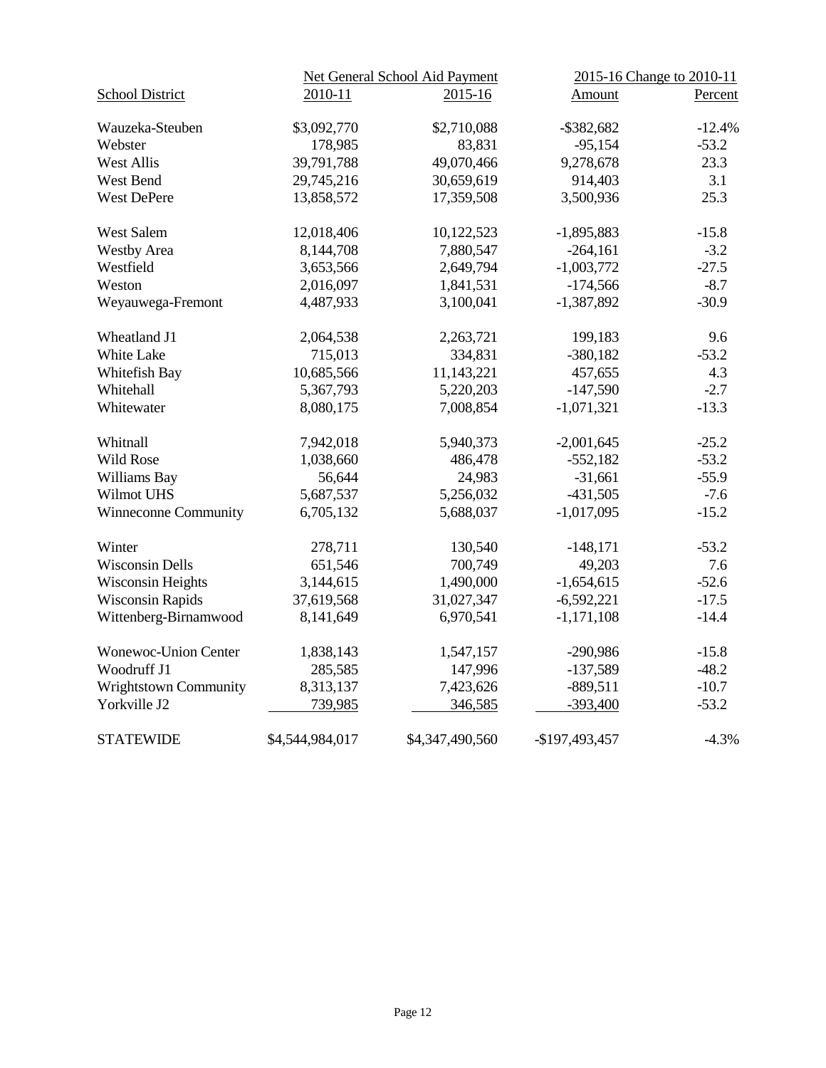| School District | Net General School Aid Payment 2010-11 | 2015-16 | 2015-16 Change to 2010-11 Amount | Percent |
|---|---|---|---|---|
| Wauzeka-Steuben | $3,092,770 | $2,710,088 | -$382,682 | -12.4% |
| Webster | 178,985 | 83,831 | -95,154 | -53.2 |
| West Allis | 39,791,788 | 49,070,466 | 9,278,678 | 23.3 |
| West Bend | 29,745,216 | 30,659,619 | 914,403 | 3.1 |
| West DePere | 13,858,572 | 17,359,508 | 3,500,936 | 25.3 |
| West Salem | 12,018,406 | 10,122,523 | -1,895,883 | -15.8 |
| Westby Area | 8,144,708 | 7,880,547 | -264,161 | -3.2 |
| Westfield | 3,653,566 | 2,649,794 | -1,003,772 | -27.5 |
| Weston | 2,016,097 | 1,841,531 | -174,566 | -8.7 |
| Weyauwega-Fremont | 4,487,933 | 3,100,041 | -1,387,892 | -30.9 |
| Wheatland J1 | 2,064,538 | 2,263,721 | 199,183 | 9.6 |
| White Lake | 715,013 | 334,831 | -380,182 | -53.2 |
| Whitefish Bay | 10,685,566 | 11,143,221 | 457,655 | 4.3 |
| Whitehall | 5,367,793 | 5,220,203 | -147,590 | -2.7 |
| Whitewater | 8,080,175 | 7,008,854 | -1,071,321 | -13.3 |
| Whitnall | 7,942,018 | 5,940,373 | -2,001,645 | -25.2 |
| Wild Rose | 1,038,660 | 486,478 | -552,182 | -53.2 |
| Williams Bay | 56,644 | 24,983 | -31,661 | -55.9 |
| Wilmot UHS | 5,687,537 | 5,256,032 | -431,505 | -7.6 |
| Winneconne Community | 6,705,132 | 5,688,037 | -1,017,095 | -15.2 |
| Winter | 278,711 | 130,540 | -148,171 | -53.2 |
| Wisconsin Dells | 651,546 | 700,749 | 49,203 | 7.6 |
| Wisconsin Heights | 3,144,615 | 1,490,000 | -1,654,615 | -52.6 |
| Wisconsin Rapids | 37,619,568 | 31,027,347 | -6,592,221 | -17.5 |
| Wittenberg-Birnamwood | 8,141,649 | 6,970,541 | -1,171,108 | -14.4 |
| Wonewoc-Union Center | 1,838,143 | 1,547,157 | -290,986 | -15.8 |
| Woodruff J1 | 285,585 | 147,996 | -137,589 | -48.2 |
| Wrightstown Community | 8,313,137 | 7,423,626 | -889,511 | -10.7 |
| Yorkville J2 | 739,985 | 346,585 | -393,400 | -53.2 |
| STATEWIDE | $4,544,984,017 | $4,347,490,560 | -$197,493,457 | -4.3% |